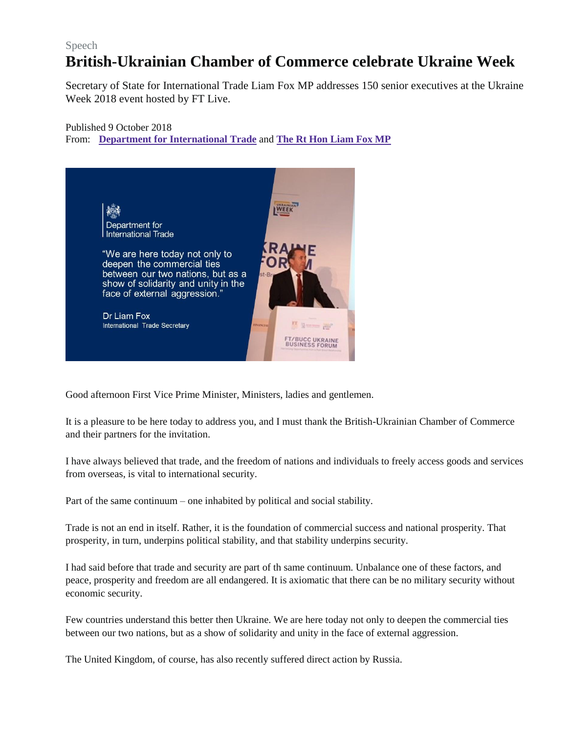Speech

# British-Ukrainian Chamber of Commerce celebrate Ukraine Week

Secretary of State for International Trade Liam Fox MP addresses 150 senior executives at the Ukraine Week 2018 event hosted by FT Live.

Published 9 October 2018
From: **Department for International Trade** and **The Rt Hon Liam Fox MP**

Good afternoon First Vice Prime Minister, Ministers, ladies and gentlemen.

It is a pleasure to be here today to address you, and I must thank the British-Ukrainian Chamber of Commerce and their partners for the invitation.

I have always believed that trade, and the freedom of nations and individuals to freely access goods and services from overseas, is vital to international security.

Part of the same continuum – one inhabited by political and social stability.

Trade is not an end in itself. Rather, it is the foundation of commercial success and national prosperity. That prosperity, in turn, underpins political stability, and that stability underpins security.

I had said before that trade and security are part of th same continuum. Unbalance one of these factors, and peace, prosperity and freedom are all endangered. It is axiomatic that there can be no military security without economic security.

Few countries understand this better then Ukraine. We are here today not only to deepen the commercial ties between our two nations, but as a show of solidarity and unity in the face of external aggression.

The United Kingdom, of course, has also recently suffered direct action by Russia.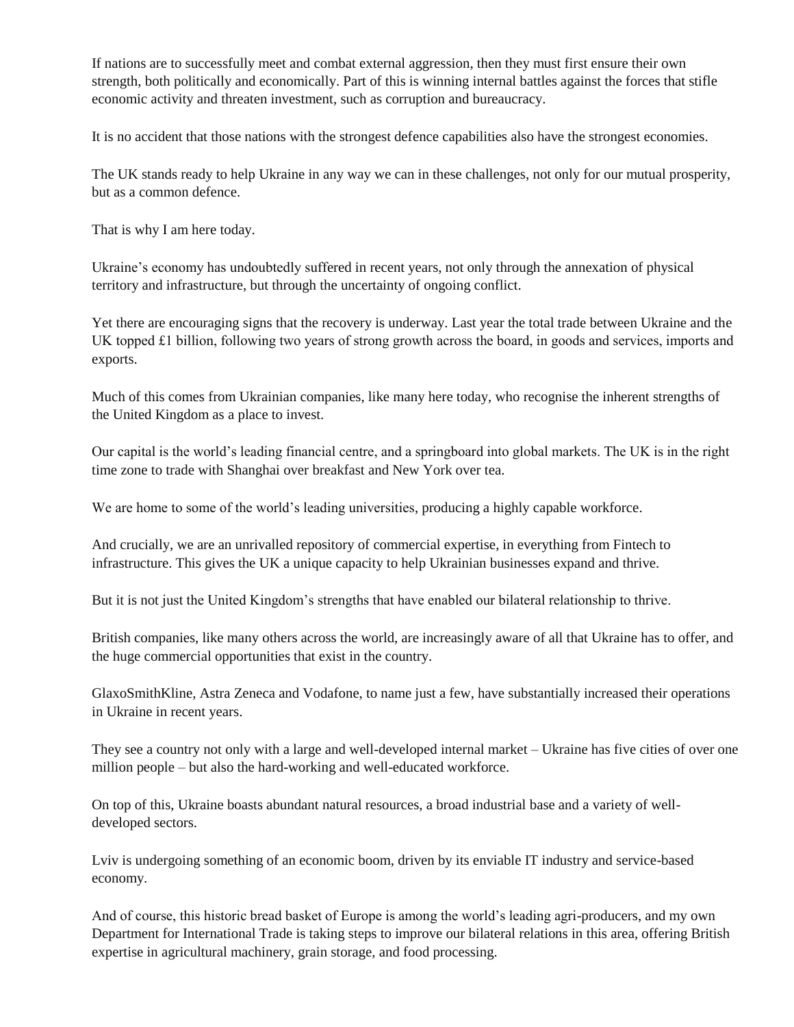If nations are to successfully meet and combat external aggression, then they must first ensure their own strength, both politically and economically. Part of this is winning internal battles against the forces that stifle economic activity and threaten investment, such as corruption and bureaucracy.

It is no accident that those nations with the strongest defence capabilities also have the strongest economies.

The UK stands ready to help Ukraine in any way we can in these challenges, not only for our mutual prosperity, but as a common defence.

That is why I am here today.

Ukraine's economy has undoubtedly suffered in recent years, not only through the annexation of physical territory and infrastructure, but through the uncertainty of ongoing conflict.

Yet there are encouraging signs that the recovery is underway. Last year the total trade between Ukraine and the UK topped £1 billion, following two years of strong growth across the board, in goods and services, imports and exports.

Much of this comes from Ukrainian companies, like many here today, who recognise the inherent strengths of the United Kingdom as a place to invest.

Our capital is the world's leading financial centre, and a springboard into global markets. The UK is in the right time zone to trade with Shanghai over breakfast and New York over tea.

We are home to some of the world's leading universities, producing a highly capable workforce.

And crucially, we are an unrivalled repository of commercial expertise, in everything from Fintech to infrastructure. This gives the UK a unique capacity to help Ukrainian businesses expand and thrive.

But it is not just the United Kingdom's strengths that have enabled our bilateral relationship to thrive.

British companies, like many others across the world, are increasingly aware of all that Ukraine has to offer, and the huge commercial opportunities that exist in the country.

GlaxoSmithKline, Astra Zeneca and Vodafone, to name just a few, have substantially increased their operations in Ukraine in recent years.

They see a country not only with a large and well-developed internal market – Ukraine has five cities of over one million people – but also the hard-working and well-educated workforce.

On top of this, Ukraine boasts abundant natural resources, a broad industrial base and a variety of well-developed sectors.

Lviv is undergoing something of an economic boom, driven by its enviable IT industry and service-based economy.

And of course, this historic bread basket of Europe is among the world's leading agri-producers, and my own Department for International Trade is taking steps to improve our bilateral relations in this area, offering British expertise in agricultural machinery, grain storage, and food processing.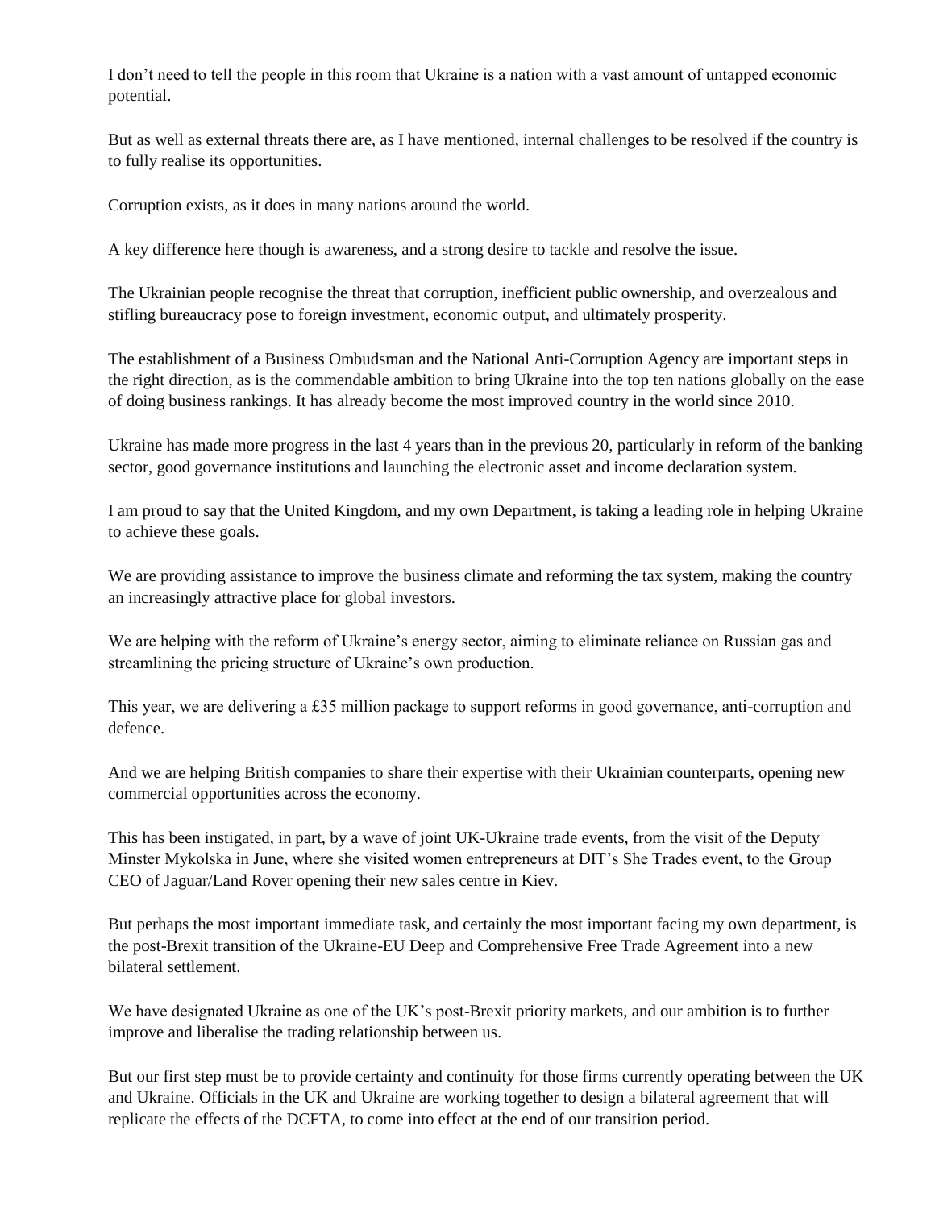I don't need to tell the people in this room that Ukraine is a nation with a vast amount of untapped economic potential.

But as well as external threats there are, as I have mentioned, internal challenges to be resolved if the country is to fully realise its opportunities.

Corruption exists, as it does in many nations around the world.

A key difference here though is awareness, and a strong desire to tackle and resolve the issue.

The Ukrainian people recognise the threat that corruption, inefficient public ownership, and overzealous and stifling bureaucracy pose to foreign investment, economic output, and ultimately prosperity.

The establishment of a Business Ombudsman and the National Anti-Corruption Agency are important steps in the right direction, as is the commendable ambition to bring Ukraine into the top ten nations globally on the ease of doing business rankings. It has already become the most improved country in the world since 2010.

Ukraine has made more progress in the last 4 years than in the previous 20, particularly in reform of the banking sector, good governance institutions and launching the electronic asset and income declaration system.

I am proud to say that the United Kingdom, and my own Department, is taking a leading role in helping Ukraine to achieve these goals.

We are providing assistance to improve the business climate and reforming the tax system, making the country an increasingly attractive place for global investors.

We are helping with the reform of Ukraine's energy sector, aiming to eliminate reliance on Russian gas and streamlining the pricing structure of Ukraine's own production.

This year, we are delivering a £35 million package to support reforms in good governance, anti-corruption and defence.

And we are helping British companies to share their expertise with their Ukrainian counterparts, opening new commercial opportunities across the economy.

This has been instigated, in part, by a wave of joint UK-Ukraine trade events, from the visit of the Deputy Minster Mykolska in June, where she visited women entrepreneurs at DIT's She Trades event, to the Group CEO of Jaguar/Land Rover opening their new sales centre in Kiev.

But perhaps the most important immediate task, and certainly the most important facing my own department, is the post-Brexit transition of the Ukraine-EU Deep and Comprehensive Free Trade Agreement into a new bilateral settlement.

We have designated Ukraine as one of the UK's post-Brexit priority markets, and our ambition is to further improve and liberalise the trading relationship between us.

But our first step must be to provide certainty and continuity for those firms currently operating between the UK and Ukraine. Officials in the UK and Ukraine are working together to design a bilateral agreement that will replicate the effects of the DCFTA, to come into effect at the end of our transition period.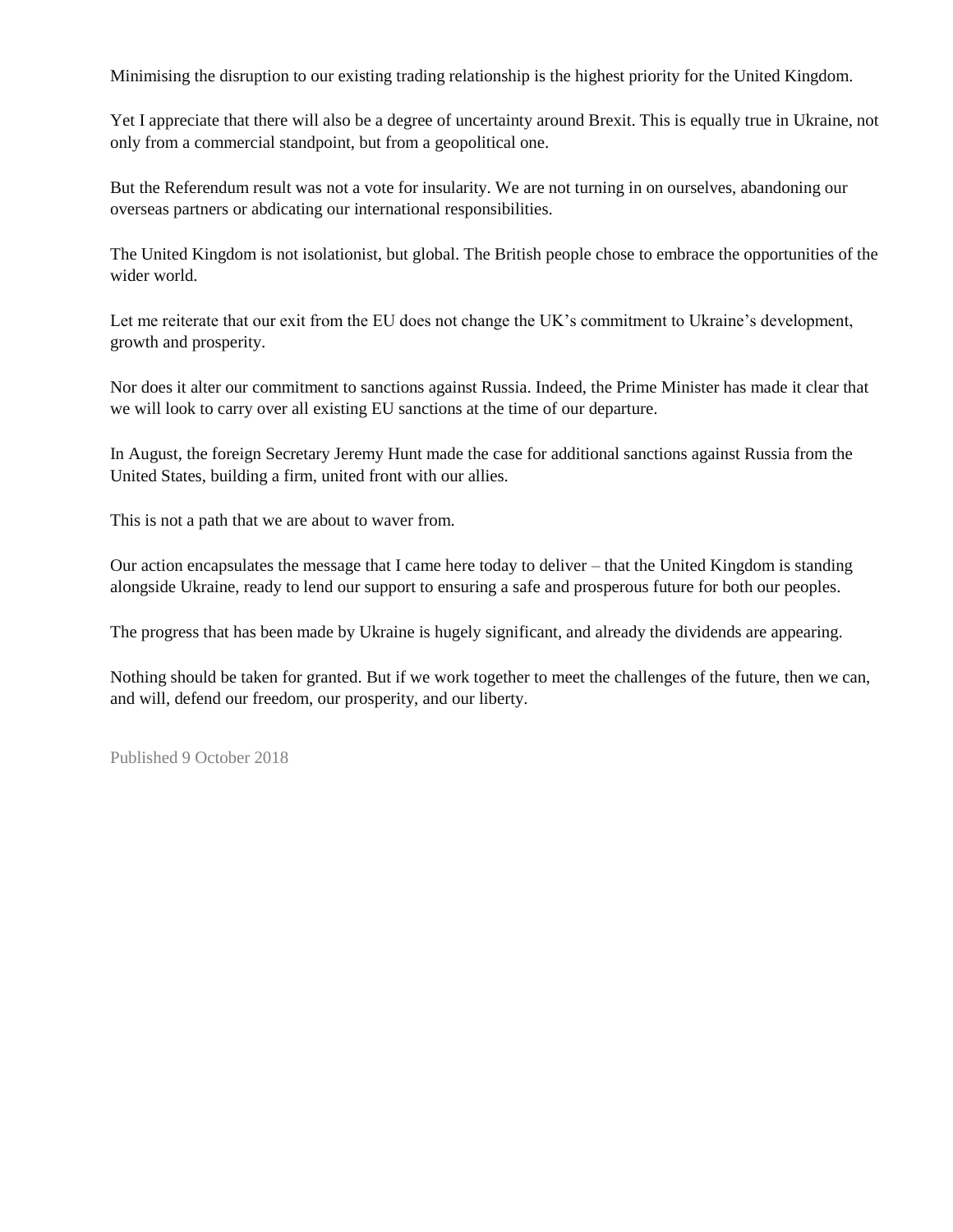Minimising the disruption to our existing trading relationship is the highest priority for the United Kingdom.

Yet I appreciate that there will also be a degree of uncertainty around Brexit. This is equally true in Ukraine, not only from a commercial standpoint, but from a geopolitical one.

But the Referendum result was not a vote for insularity. We are not turning in on ourselves, abandoning our overseas partners or abdicating our international responsibilities.

The United Kingdom is not isolationist, but global. The British people chose to embrace the opportunities of the wider world.

Let me reiterate that our exit from the EU does not change the UK's commitment to Ukraine's development, growth and prosperity.

Nor does it alter our commitment to sanctions against Russia. Indeed, the Prime Minister has made it clear that we will look to carry over all existing EU sanctions at the time of our departure.

In August, the foreign Secretary Jeremy Hunt made the case for additional sanctions against Russia from the United States, building a firm, united front with our allies.

This is not a path that we are about to waver from.

Our action encapsulates the message that I came here today to deliver – that the United Kingdom is standing alongside Ukraine, ready to lend our support to ensuring a safe and prosperous future for both our peoples.

The progress that has been made by Ukraine is hugely significant, and already the dividends are appearing.

Nothing should be taken for granted. But if we work together to meet the challenges of the future, then we can, and will, defend our freedom, our prosperity, and our liberty.

Published 9 October 2018